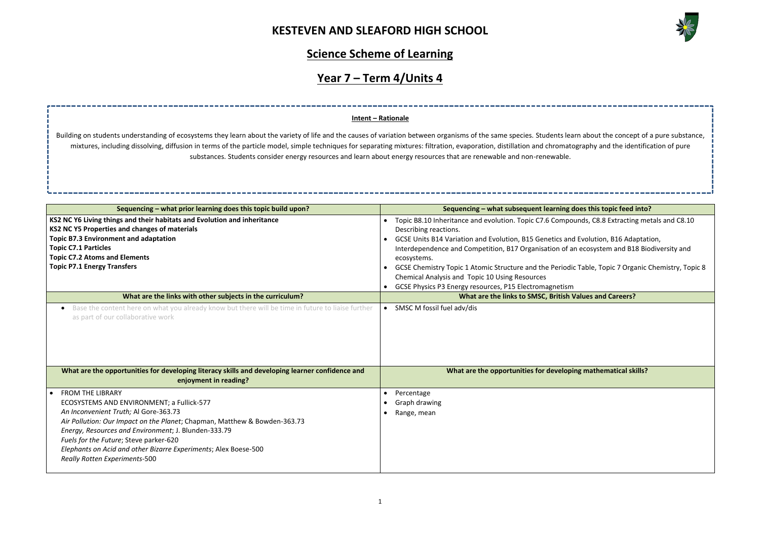# KESTEVEN AND SLEAFORD HIGH SCHOOL

## Science Scheme of Learning

## Year 7 – Term 4/Units 4

**Intent – Rationale**

Building on students understanding of ecosystems they learn about the variety of life and the causes of variation between organisms of the same species. Students learn about the concept of a pure substance, mixtures, including dissolving, diffusion in terms of the particle model, simple techniques for separating mixtures: filtration, evaporation, distillation and chromatography and the identification of pure substances. Students consider energy resources and learn about energy resources that are renewable and non-renewable.

| Sequencing – what prior learning does this topic build upon? | Sequencing – what subsequent learning does this topic feed into? |
|---|---|
| **KS2 NC Y6 Living things and their habitats and Evolution and inheritance**<br>**KS2 NC Y5 Properties and changes of materials**<br>**Topic B7.3 Environment and adaptation**<br>**Topic C7.1 Particles**<br>**Topic C7.2 Atoms and Elements**<br>**Topic P7.1 Energy Transfers** | • Topic B8.10 Inheritance and evolution. Topic C7.6 Compounds, C8.8 Extracting metals and C8.10 Describing reactions.<br>• GCSE Units B14 Variation and Evolution, B15 Genetics and Evolution, B16 Adaptation, Interdependence and Competition, B17 Organisation of an ecosystem and B18 Biodiversity and ecosystems.<br>• GCSE Chemistry Topic 1 Atomic Structure and the Periodic Table, Topic 7 Organic Chemistry, Topic 8 Chemical Analysis and Topic 10 Using Resources<br>• GCSE Physics P3 Energy resources, P15 Electromagnetism |
| **What are the links with other subjects in the curriculum?** | **What are the links to SMSC, British Values and Careers?** |
| • Base the content here on what you already know but there will be time in future to liaise further as part of our collaborative work | • SMSC M fossil fuel adv/dis |
| **What are the opportunities for developing literacy skills and developing learner confidence and enjoyment in reading?** | **What are the opportunities for developing mathematical skills?** |
| • FROM THE LIBRARY<br>ECOSYSTEMS AND ENVIRONMENT; a Fullick-577<br>*An Inconvenient Truth;* Al Gore-363.73<br>*Air Pollution: Our Impact on the Planet*; Chapman, Matthew & Bowden-363.73<br>*Energy, Resources and Environment*; J. Blunden-333.79<br>*Fuels for the Future*; Steve parker-620<br>*Elephants on Acid and other Bizarre Experiments*; Alex Boese-500<br>*Really Rotten Experiments*-500 | • Percentage<br>• Graph drawing<br>• Range, mean |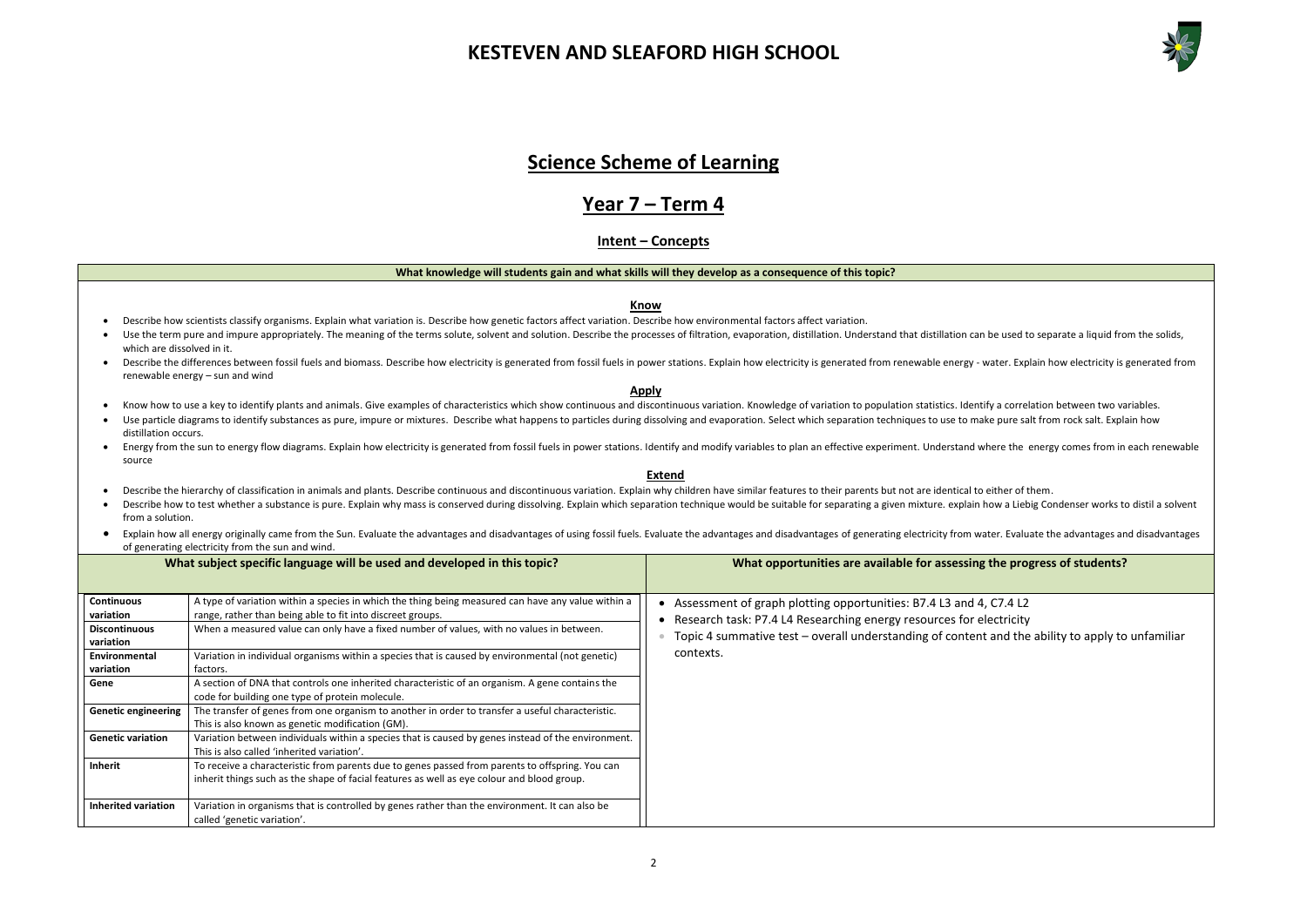# KESTEVEN AND SLEAFORD HIGH SCHOOL

# Science Scheme of Learning

## Year 7 – Term 4

### Intent – Concepts

**What knowledge will students gain and what skills will they develop as a consequence of this topic?**

**Know**

- Describe how scientists classify organisms. Explain what variation is. Describe how genetic factors affect variation. Describe how environmental factors affect variation.
- Use the term pure and impure appropriately. The meaning of the terms solute, solvent and solution. Describe the processes of filtration, evaporation, distillation. Understand that distillation can be used to separate a liquid from the solids, which are dissolved in it.
- Describe the differences between fossil fuels and biomass. Describe how electricity is generated from fossil fuels in power stations. Explain how electricity is generated from renewable energy - water. Explain how electricity is generated from renewable energy – sun and wind

**Apply**

- Know how to use a key to identify plants and animals. Give examples of characteristics which show continuous and discontinuous variation. Knowledge of variation to population statistics. Identify a correlation between two variables.
- Use particle diagrams to identify substances as pure, impure or mixtures. Describe what happens to particles during dissolving and evaporation. Select which separation techniques to use to make pure salt from rock salt. Explain how distillation occurs.
- Energy from the sun to energy flow diagrams. Explain how electricity is generated from fossil fuels in power stations. Identify and modify variables to plan an effective experiment. Understand where the energy comes from in each renewable source

**Extend**

- Describe the hierarchy of classification in animals and plants. Describe continuous and discontinuous variation. Explain why children have similar features to their parents but not are identical to either of them.
- Describe how to test whether a substance is pure. Explain why mass is conserved during dissolving. Explain which separation technique would be suitable for separating a given mixture. explain how a Liebig Condenser works to distil a solvent from a solution.
- Explain how all energy originally came from the Sun. Evaluate the advantages and disadvantages of using fossil fuels. Evaluate the advantages and disadvantages of generating electricity from water. Evaluate the advantages and disadvantages of generating electricity from the sun and wind.

**What subject specific language will be used and developed in this topic?**

| Term | Definition |
|---|---|
| **Continuous variation** | A type of variation within a species in which the thing being measured can have any value within a range, rather than being able to fit into discreet groups. |
| **Discontinuous variation** | When a measured value can only have a fixed number of values, with no values in between. |
| **Environmental variation** | Variation in individual organisms within a species that is caused by environmental (not genetic) factors. |
| **Gene** | A section of DNA that controls one inherited characteristic of an organism. A gene contains the code for building one type of protein molecule. |
| **Genetic engineering** | The transfer of genes from one organism to another in order to transfer a useful characteristic. This is also known as genetic modification (GM). |
| **Genetic variation** | Variation between individuals within a species that is caused by genes instead of the environment. This is also called 'inherited variation'. |
| **Inherit** | To receive a characteristic from parents due to genes passed from parents to offspring. You can inherit things such as the shape of facial features as well as eye colour and blood group. |
| **Inherited variation** | Variation in organisms that is controlled by genes rather than the environment. It can also be called 'genetic variation'. |

**What opportunities are available for assessing the progress of students?**

- Assessment of graph plotting opportunities: B7.4 L3 and 4, C7.4 L2
- Research task: P7.4 L4 Researching energy resources for electricity
- Topic 4 summative test – overall understanding of content and the ability to apply to unfamiliar contexts.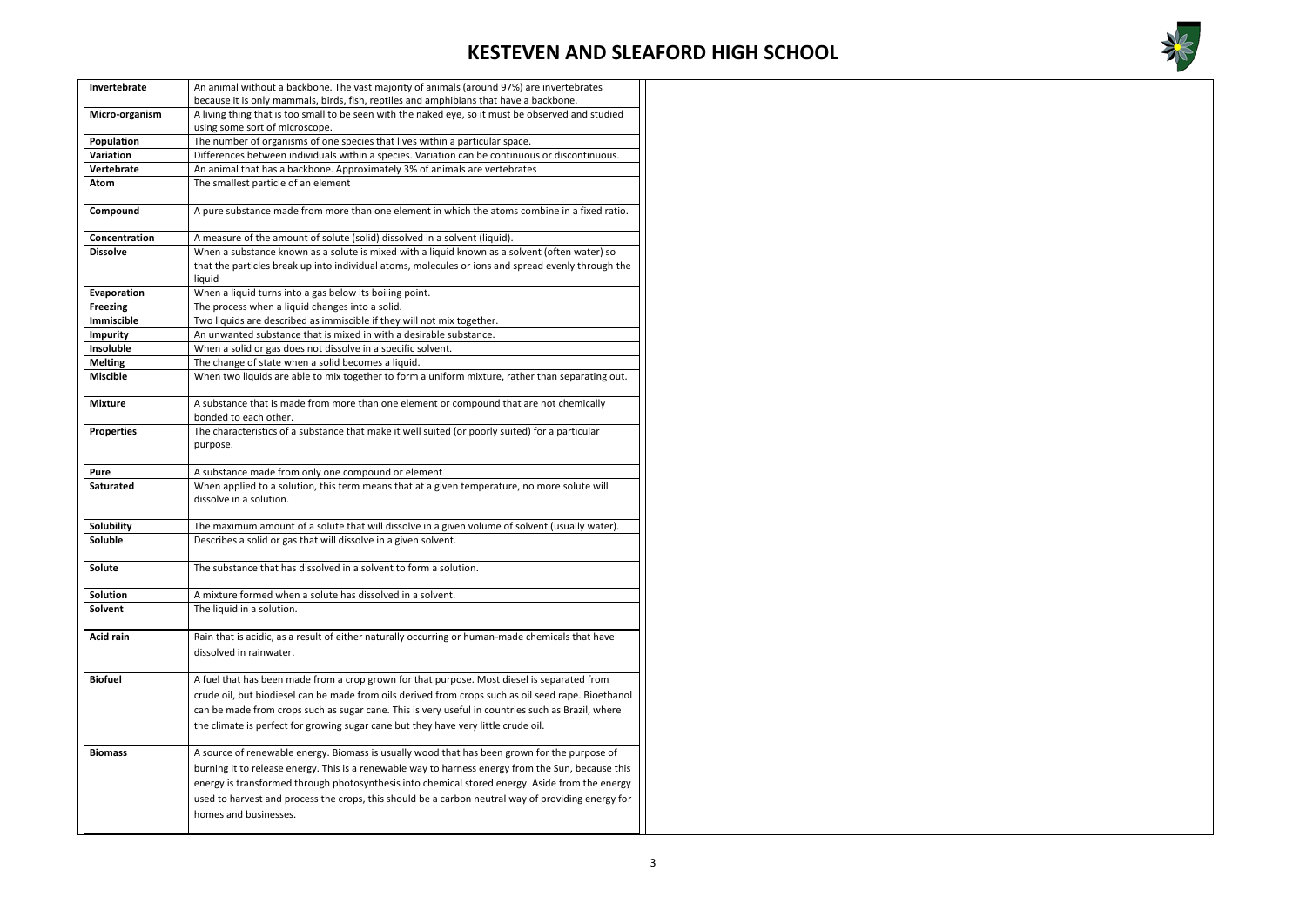# KESTEVEN AND SLEAFORD HIGH SCHOOL

| | |
|---|---|
| **Invertebrate** | An animal without a backbone. The vast majority of animals (around 97%) are invertebrates because it is only mammals, birds, fish, reptiles and amphibians that have a backbone. |
| **Micro-organism** | A living thing that is too small to be seen with the naked eye, so it must be observed and studied using some sort of microscope. |
| **Population** | The number of organisms of one species that lives within a particular space. |
| **Variation** | Differences between individuals within a species. Variation can be continuous or discontinuous. |
| **Vertebrate** | An animal that has a backbone. Approximately 3% of animals are vertebrates |
| **Atom** | The smallest particle of an element |
| **Compound** | A pure substance made from more than one element in which the atoms combine in a fixed ratio. |
| **Concentration** | A measure of the amount of solute (solid) dissolved in a solvent (liquid). |
| **Dissolve** | When a substance known as a solute is mixed with a liquid known as a solvent (often water) so that the particles break up into individual atoms, molecules or ions and spread evenly through the liquid |
| **Evaporation** | When a liquid turns into a gas below its boiling point. |
| **Freezing** | The process when a liquid changes into a solid. |
| **Immiscible** | Two liquids are described as immiscible if they will not mix together. |
| **Impurity** | An unwanted substance that is mixed in with a desirable substance. |
| **Insoluble** | When a solid or gas does not dissolve in a specific solvent. |
| **Melting** | The change of state when a solid becomes a liquid. |
| **Miscible** | When two liquids are able to mix together to form a uniform mixture, rather than separating out. |
| **Mixture** | A substance that is made from more than one element or compound that are not chemically bonded to each other. |
| **Properties** | The characteristics of a substance that make it well suited (or poorly suited) for a particular purpose. |
| **Pure** | A substance made from only one compound or element |
| **Saturated** | When applied to a solution, this term means that at a given temperature, no more solute will dissolve in a solution. |
| **Solubility** | The maximum amount of a solute that will dissolve in a given volume of solvent (usually water). |
| **Soluble** | Describes a solid or gas that will dissolve in a given solvent. |
| **Solute** | The substance that has dissolved in a solvent to form a solution. |
| **Solution** | A mixture formed when a solute has dissolved in a solvent. |
| **Solvent** | The liquid in a solution. |
| **Acid rain** | Rain that is acidic, as a result of either naturally occurring or human-made chemicals that have dissolved in rainwater. |
| **Biofuel** | A fuel that has been made from a crop grown for that purpose. Most diesel is separated from crude oil, but biodiesel can be made from oils derived from crops such as oil seed rape. Bioethanol can be made from crops such as sugar cane. This is very useful in countries such as Brazil, where the climate is perfect for growing sugar cane but they have very little crude oil. |
| **Biomass** | A source of renewable energy. Biomass is usually wood that has been grown for the purpose of burning it to release energy. This is a renewable way to harness energy from the Sun, because this energy is transformed through photosynthesis into chemical stored energy. Aside from the energy used to harvest and process the crops, this should be a carbon neutral way of providing energy for homes and businesses. |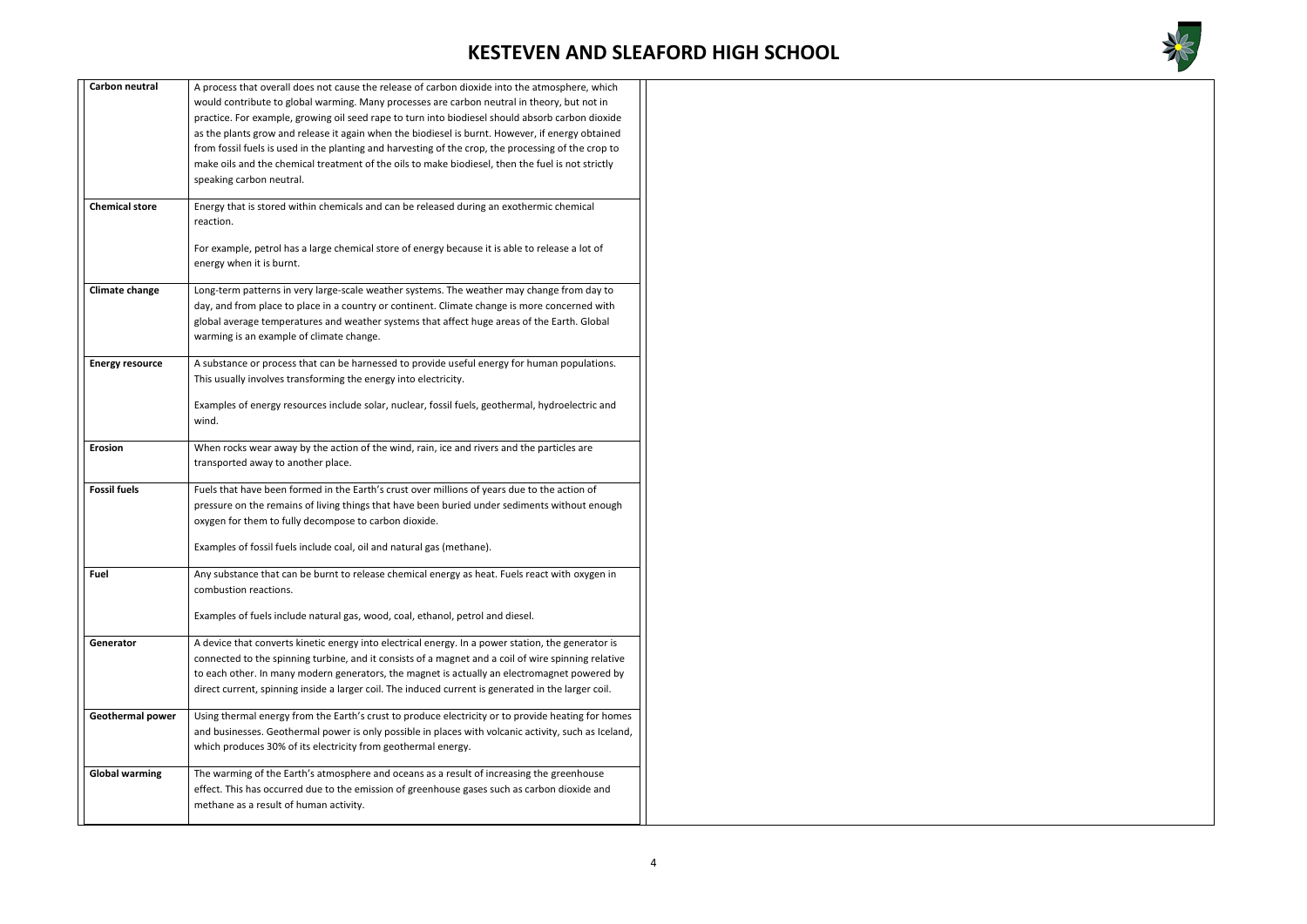| Term | Definition |
|---|---|
| **Carbon neutral** | A process that overall does not cause the release of carbon dioxide into the atmosphere, which would contribute to global warming. Many processes are carbon neutral in theory, but not in practice. For example, growing oil seed rape to turn into biodiesel should absorb carbon dioxide as the plants grow and release it again when the biodiesel is burnt. However, if energy obtained from fossil fuels is used in the planting and harvesting of the crop, the processing of the crop to make oils and the chemical treatment of the oils to make biodiesel, then the fuel is not strictly speaking carbon neutral. |
| **Chemical store** | Energy that is stored within chemicals and can be released during an exothermic chemical reaction. <br><br> For example, petrol has a large chemical store of energy because it is able to release a lot of energy when it is burnt. |
| **Climate change** | Long-term patterns in very large-scale weather systems. The weather may change from day to day, and from place to place in a country or continent. Climate change is more concerned with global average temperatures and weather systems that affect huge areas of the Earth. Global warming is an example of climate change. |
| **Energy resource** | A substance or process that can be harnessed to provide useful energy for human populations. This usually involves transforming the energy into electricity. <br><br> Examples of energy resources include solar, nuclear, fossil fuels, geothermal, hydroelectric and wind. |
| **Erosion** | When rocks wear away by the action of the wind, rain, ice and rivers and the particles are transported away to another place. |
| **Fossil fuels** | Fuels that have been formed in the Earth's crust over millions of years due to the action of pressure on the remains of living things that have been buried under sediments without enough oxygen for them to fully decompose to carbon dioxide. <br><br> Examples of fossil fuels include coal, oil and natural gas (methane). |
| **Fuel** | Any substance that can be burnt to release chemical energy as heat. Fuels react with oxygen in combustion reactions. <br><br> Examples of fuels include natural gas, wood, coal, ethanol, petrol and diesel. |
| **Generator** | A device that converts kinetic energy into electrical energy. In a power station, the generator is connected to the spinning turbine, and it consists of a magnet and a coil of wire spinning relative to each other. In many modern generators, the magnet is actually an electromagnet powered by direct current, spinning inside a larger coil. The induced current is generated in the larger coil. |
| **Geothermal power** | Using thermal energy from the Earth's crust to produce electricity or to provide heating for homes and businesses. Geothermal power is only possible in places with volcanic activity, such as Iceland, which produces 30% of its electricity from geothermal energy. |
| **Global warming** | The warming of the Earth's atmosphere and oceans as a result of increasing the greenhouse effect. This has occurred due to the emission of greenhouse gases such as carbon dioxide and methane as a result of human activity. |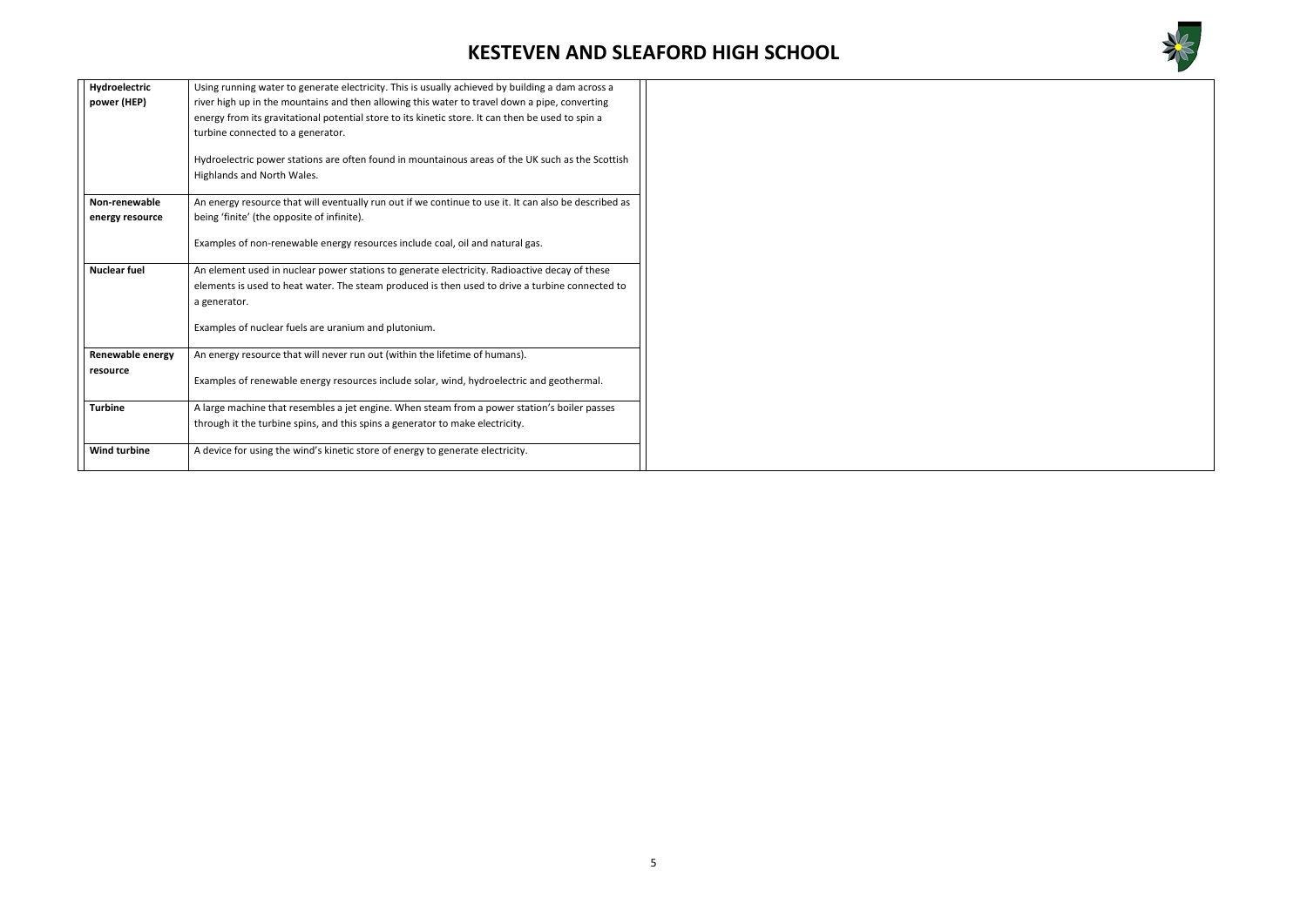| | |
|---|---|
| **Hydroelectric power (HEP)** | Using running water to generate electricity. This is usually achieved by building a dam across a river high up in the mountains and then allowing this water to travel down a pipe, converting energy from its gravitational potential store to its kinetic store. It can then be used to spin a turbine connected to a generator.<br><br>Hydroelectric power stations are often found in mountainous areas of the UK such as the Scottish Highlands and North Wales. |
| **Non-renewable energy resource** | An energy resource that will eventually run out if we continue to use it. It can also be described as being 'finite' (the opposite of infinite).<br><br>Examples of non-renewable energy resources include coal, oil and natural gas. |
| **Nuclear fuel** | An element used in nuclear power stations to generate electricity. Radioactive decay of these elements is used to heat water. The steam produced is then used to drive a turbine connected to a generator.<br><br>Examples of nuclear fuels are uranium and plutonium. |
| **Renewable energy resource** | An energy resource that will never run out (within the lifetime of humans).<br><br>Examples of renewable energy resources include solar, wind, hydroelectric and geothermal. |
| **Turbine** | A large machine that resembles a jet engine. When steam from a power station's boiler passes through it the turbine spins, and this spins a generator to make electricity. |
| **Wind turbine** | A device for using the wind's kinetic store of energy to generate electricity. |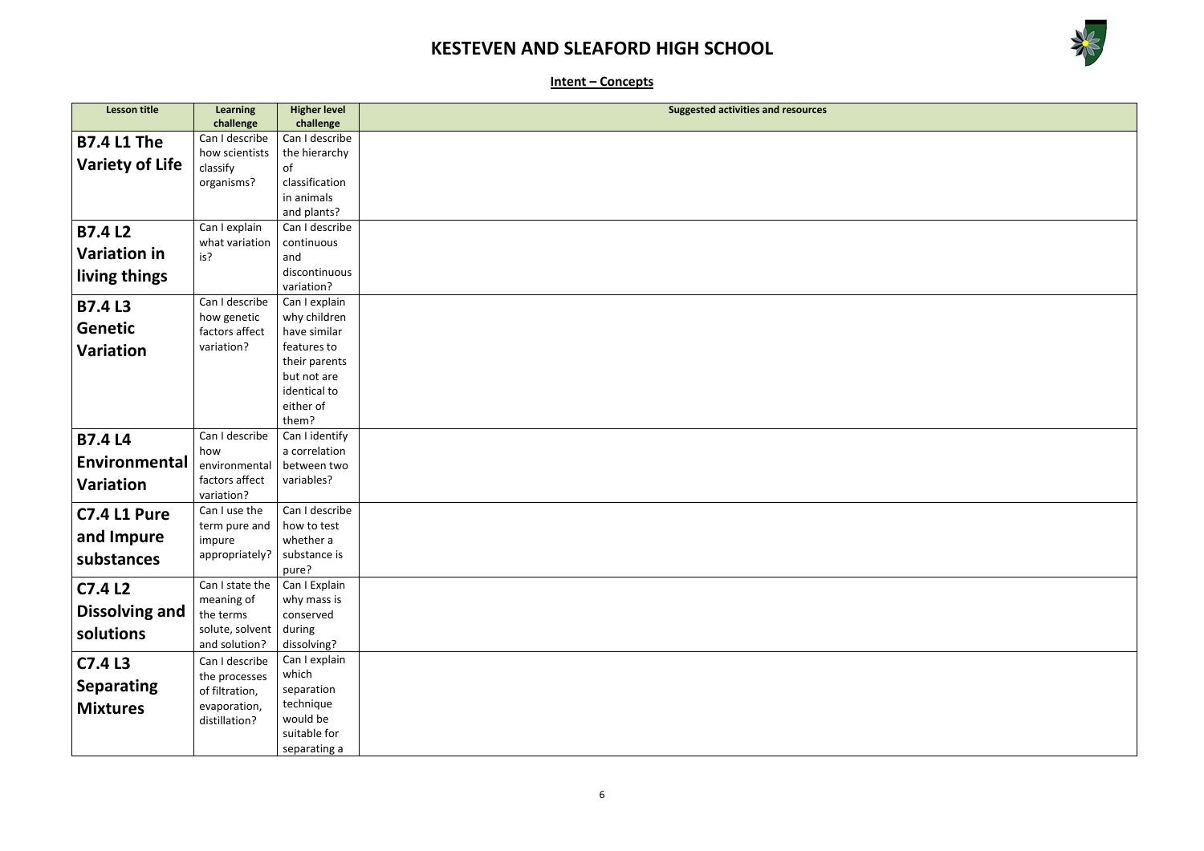# KESTEVEN AND SLEAFORD HIGH SCHOOL

## Intent – Concepts

| Lesson title | Learning challenge | Higher level challenge | Suggested activities and resources |
|---|---|---|---|
| **B7.4 L1 The Variety of Life** | Can I describe how scientists classify organisms? | Can I describe the hierarchy of classification in animals and plants? | |
| **B7.4 L2 Variation in living things** | Can I explain what variation is? | Can I describe continuous and discontinuous variation? | |
| **B7.4 L3 Genetic Variation** | Can I describe how genetic factors affect variation? | Can I explain why children have similar features to their parents but not are identical to either of them? | |
| **B7.4 L4 Environmental Variation** | Can I describe how environmental factors affect variation? | Can I identify a correlation between two variables? | |
| **C7.4 L1 Pure and Impure substances** | Can I use the term pure and impure appropriately? | Can I describe how to test whether a substance is pure? | |
| **C7.4 L2 Dissolving and solutions** | Can I state the meaning of the terms solute, solvent and solution? | Can I Explain why mass is conserved during dissolving? | |
| **C7.4 L3 Separating Mixtures** | Can I describe the processes of filtration, evaporation, distillation? | Can I explain which separation technique would be suitable for separating a | |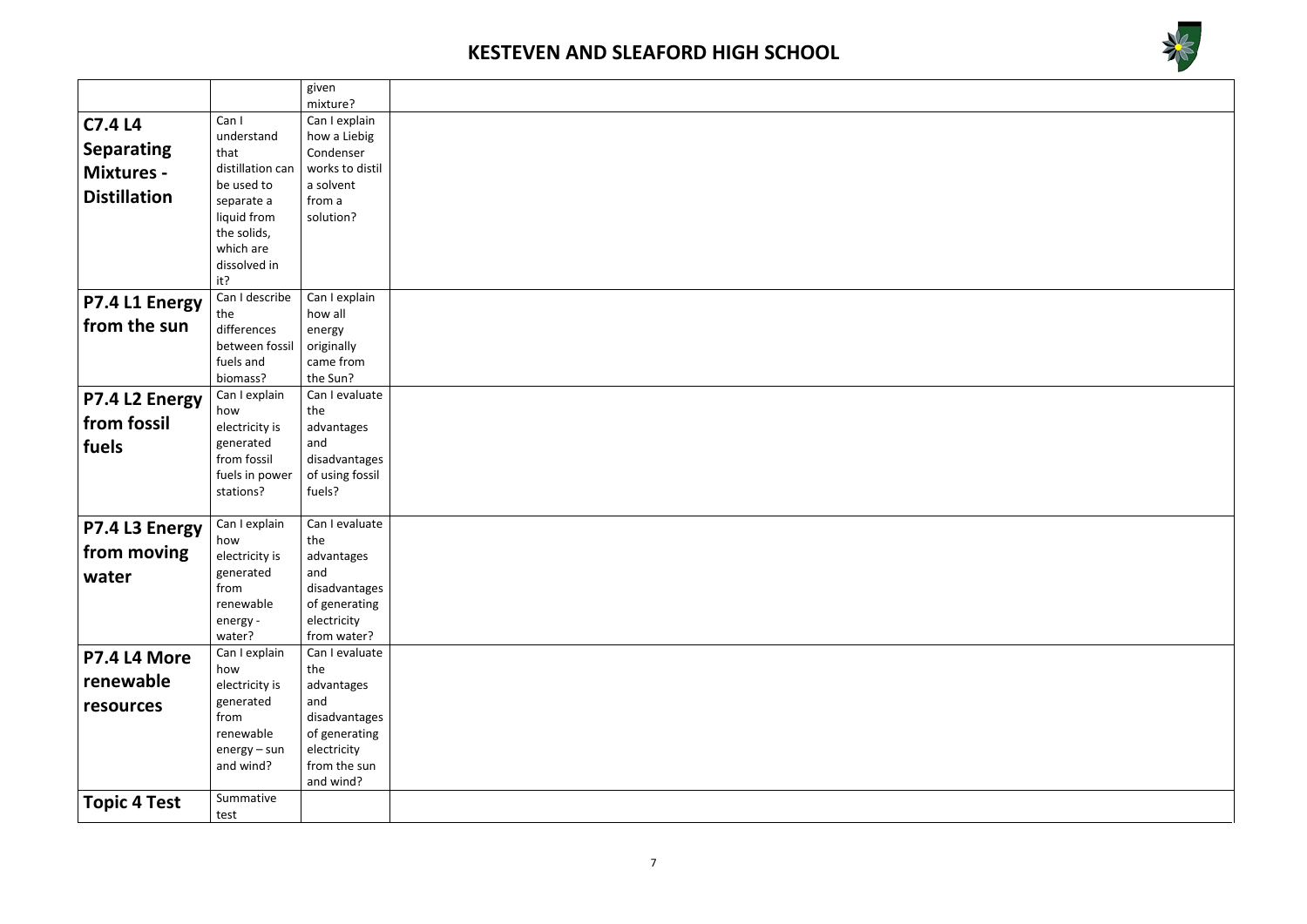# KESTEVEN AND SLEAFORD HIGH SCHOOL

| | | | |
|---|---|---|---|
| | | given mixture? | |
| **C7.4 L4 Separating Mixtures - Distillation** | Can I understand that distillation can be used to separate a liquid from the solids, which are dissolved in it? | Can I explain how a Liebig Condenser works to distil a solvent from a solution? | |
| **P7.4 L1 Energy from the sun** | Can I describe the differences between fossil fuels and biomass? | Can I explain how all energy originally came from the Sun? | |
| **P7.4 L2 Energy from fossil fuels** | Can I explain how electricity is generated from fossil fuels in power stations? | Can I evaluate the advantages and disadvantages of using fossil fuels? | |
| **P7.4 L3 Energy from moving water** | Can I explain how electricity is generated from renewable energy - water? | Can I evaluate the advantages and disadvantages of generating electricity from water? | |
| **P7.4 L4 More renewable resources** | Can I explain how electricity is generated from renewable energy – sun and wind? | Can I evaluate the advantages and disadvantages of generating electricity from the sun and wind? | |
| **Topic 4 Test** | Summative test | | |